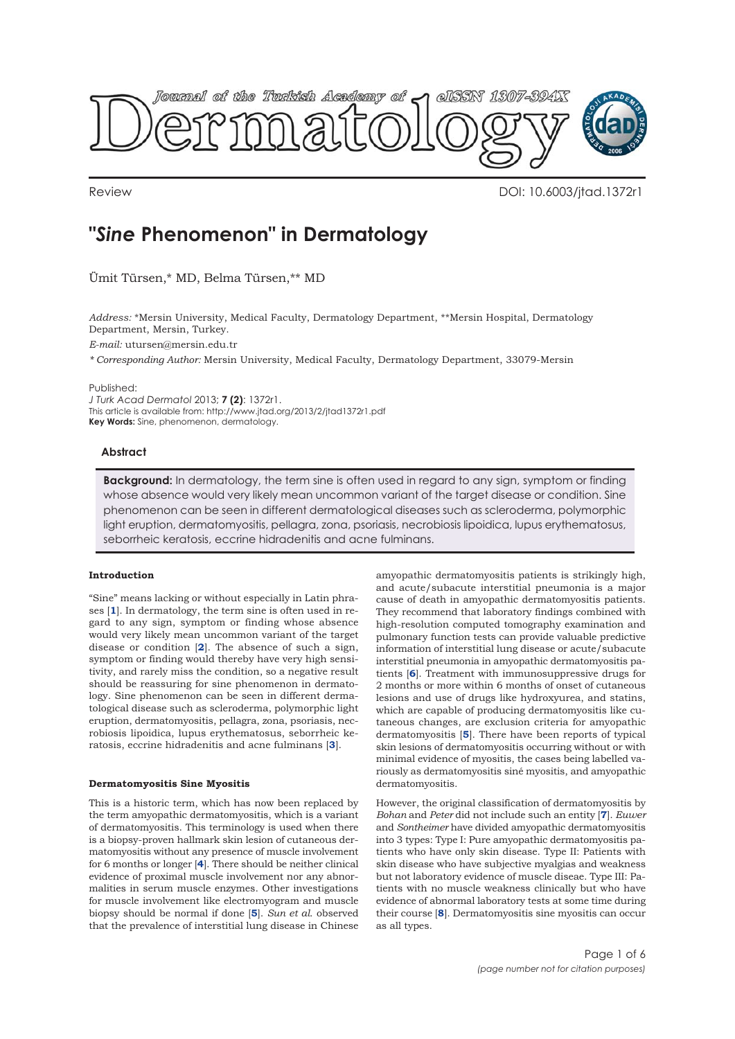Review

DOI: 10.6003/jtad.1372r1

# "*Sine* Phenomenon" in Dermatology

Ümit Türsen,* MD, Belma Türsen,** MD

*Address:* *Mersin University, Medical Faculty, Dermatology Department, **Mersin Hospital, Dermatology Department, Mersin, Turkey.

*E-mail:* utursen@mersin.edu.tr

*\* Corresponding Author:* Mersin University, Medical Faculty, Dermatology Department, 33079-Mersin

Published:

*J Turk Acad Dermatol* 2013; **7 (2)**: 1372r1.

This article is available from: http://www.jtad.org/2013/2/jtad1372r1.pdf

**Key Words:** Sine, phenomenon, dermatology.

## Abstract

**Background:** In dermatology, the term sine is often used in regard to any sign, symptom or finding whose absence would very likely mean uncommon variant of the target disease or condition. Sine phenomenon can be seen in different dermatological diseases such as scleroderma, polymorphic light eruption, dermatomyositis, pellagra, zona, psoriasis, necrobiosis lipoidica, lupus erythematosus, seborrheic keratosis, eccrine hidradenitis and acne fulminans.

### Introduction

"Sine" means lacking or without especially in Latin phrases [**1**]. In dermatology, the term sine is often used in regard to any sign, symptom or finding whose absence would very likely mean uncommon variant of the target disease or condition [**2**]. The absence of such a sign, symptom or finding would thereby have very high sensitivity, and rarely miss the condition, so a negative result should be reassuring for sine phenomenon in dermatology. Sine phenomenon can be seen in different dermatological disease such as scleroderma, polymorphic light eruption, dermatomyositis, pellagra, zona, psoriasis, necrobiosis lipoidica, lupus erythematosus, seborrheic keratosis, eccrine hidradenitis and acne fulminans [**3**].

### Dermatomyositis Sine Myositis

This is a historic term, which has now been replaced by the term amyopathic dermatomyositis, which is a variant of dermatomyositis. This terminology is used when there is a biopsy-proven hallmark skin lesion of cutaneous dermatomyositis without any presence of muscle involvement for 6 months or longer [**4**]. There should be neither clinical evidence of proximal muscle involvement nor any abnormalities in serum muscle enzymes. Other investigations for muscle involvement like electromyogram and muscle biopsy should be normal if done [**5**]. *Sun et al.* observed that the prevalence of interstitial lung disease in Chinese amyopathic dermatomyositis patients is strikingly high, and acute/subacute interstitial pneumonia is a major cause of death in amyopathic dermatomyositis patients. They recommend that laboratory findings combined with high-resolution computed tomography examination and pulmonary function tests can provide valuable predictive information of interstitial lung disease or acute/subacute interstitial pneumonia in amyopathic dermatomyositis patients [**6**]. Treatment with immunosuppressive drugs for 2 months or more within 6 months of onset of cutaneous lesions and use of drugs like hydroxyurea, and statins, which are capable of producing dermatomyositis like cutaneous changes, are exclusion criteria for amyopathic dermatomyositis [**5**]. There have been reports of typical skin lesions of dermatomyositis occurring without or with minimal evidence of myositis, the cases being labelled variously as dermatomyositis siné myositis, and amyopathic dermatomyositis.

However, the original classification of dermatomyositis by *Bohan* and *Peter* did not include such an entity [**7**]. *Euwer* and *Sontheimer* have divided amyopathic dermatomyositis into 3 types: Type I: Pure amyopathic dermatomyositis patients who have only skin disease. Type II: Patients with skin disease who have subjective myalgias and weakness but not laboratory evidence of muscle diseae. Type III: Patients with no muscle weakness clinically but who have evidence of abnormal laboratory tests at some time during their course [**8**]. Dermatomyositis sine myositis can occur as all types.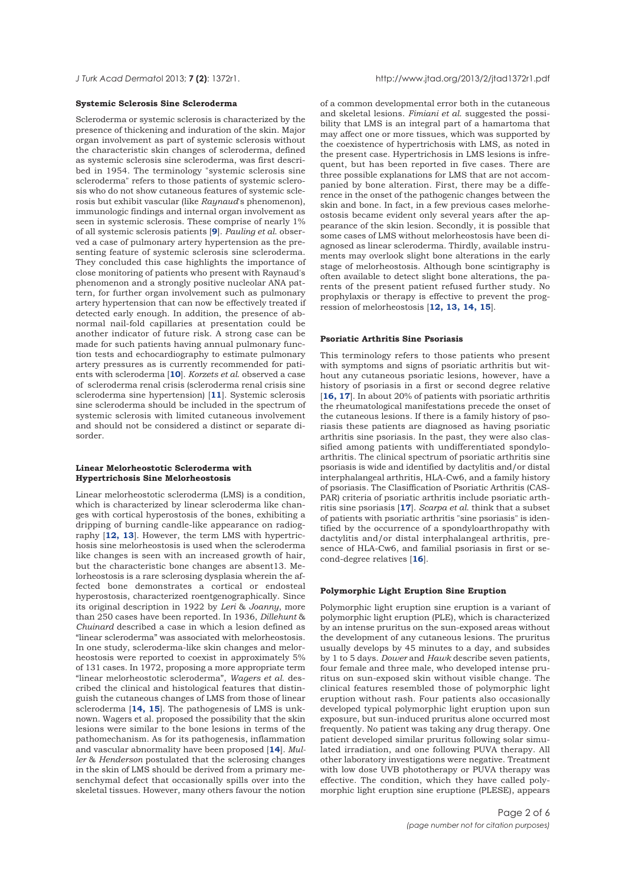### Systemic Sclerosis Sine Scleroderma

Scleroderma or systemic sclerosis is characterized by the presence of thickening and induration of the skin. Major organ involvement as part of systemic sclerosis without the characteristic skin changes of scleroderma, defined as systemic sclerosis sine scleroderma, was first described in 1954. The terminology "systemic sclerosis sine scleroderma" refers to those patients of systemic sclerosis who do not show cutaneous features of systemic sclerosis but exhibit vascular (like *Raynaud*'s phenomenon), immunologic findings and internal organ involvement as seen in systemic sclerosis. These comprise of nearly 1% of all systemic sclerosis patients [**9**]. *Pauling et al.* observed a case of pulmonary artery hypertension as the presenting feature of systemic sclerosis sine scleroderma. They concluded this case highlights the importance of close monitoring of patients who present with Raynaud's phenomenon and a strongly positive nucleolar ANA pattern, for further organ involvement such as pulmonary artery hypertension that can now be effectively treated if detected early enough. In addition, the presence of abnormal nail-fold capillaries at presentation could be another indicator of future risk. A strong case can be made for such patients having annual pulmonary function tests and echocardiography to estimate pulmonary artery pressures as is currently recommended for patients with scleroderma [**10**]. *Korzets et al.* observed a case of scleroderma renal crisis (scleroderma renal crisis sine scleroderma sine hypertension) [**11**]. Systemic sclerosis sine scleroderma should be included in the spectrum of systemic sclerosis with limited cutaneous involvement and should not be considered a distinct or separate disorder.

### Linear Melorheostotic Scleroderma with Hypertrichosis Sine Melorheostosis

Linear melorheostotic scleroderma (LMS) is a condition, which is characterized by linear scleroderma like changes with cortical hyperostosis of the bones, exhibiting a dripping of burning candle-like appearance on radiography [**12, 13**]. However, the term LMS with hypertrichosis sine melorheostosis is used when the scleroderma like changes is seen with an increased growth of hair, but the characteristic bone changes are absent13. Melorheostosis is a rare sclerosing dysplasia wherein the affected bone demonstrates a cortical or endosteal hyperostosis, characterized roentgenographically. Since its original description in 1922 by *Leri* & *Joanny*, more than 250 cases have been reported. In 1936, *Dillehunt* & *Chuinard* described a case in which a lesion defined as "linear scleroderma" was associated with melorheostosis. In one study, scleroderma-like skin changes and melorheostosis were reported to coexist in approximately 5% of 131 cases. In 1972, proposing a more appropriate term "linear melorheostotic scleroderma", *Wagers et al.* described the clinical and histological features that distinguish the cutaneous changes of LMS from those of linear scleroderma [**14, 15**]. The pathogenesis of LMS is unknown. Wagers et al. proposed the possibility that the skin lesions were similar to the bone lesions in terms of the pathomechanism. As for its pathogenesis, inflammation and vascular abnormality have been proposed [**14**]. *Muller* & *Henderson* postulated that the sclerosing changes in the skin of LMS should be derived from a primary mesenchymal defect that occasionally spills over into the skeletal tissues. However, many others favour the notion of a common developmental error both in the cutaneous and skeletal lesions. *Fimiani et al.* suggested the possibility that LMS is an integral part of a hamartoma that may affect one or more tissues, which was supported by the coexistence of hypertrichosis with LMS, as noted in the present case. Hypertrichosis in LMS lesions is infrequent, but has been reported in five cases. There are three possible explanations for LMS that are not accompanied by bone alteration. First, there may be a difference in the onset of the pathogenic changes between the skin and bone. In fact, in a few previous cases melorheostosis became evident only several years after the appearance of the skin lesion. Secondly, it is possible that some cases of LMS without melorheostosis have been diagnosed as linear scleroderma. Thirdly, available instruments may overlook slight bone alterations in the early stage of melorheostosis. Although bone scintigraphy is often available to detect slight bone alterations, the parents of the present patient refused further study. No prophylaxis or therapy is effective to prevent the progression of melorheostosis [**12, 13, 14, 15**].

### Psoriatic Arthritis Sine Psoriasis

This terminology refers to those patients who present with symptoms and signs of psoriatic arthritis but without any cutaneous psoriatic lesions, however, have a history of psoriasis in a first or second degree relative [**16, 17**]. In about 20% of patients with psoriatic arthritis the rheumatological manifestations precede the onset of the cutaneous lesions. If there is a family history of psoriasis these patients are diagnosed as having psoriatic arthritis sine psoriasis. In the past, they were also classified among patients with undifferentiated spondyloarthritis. The clinical spectrum of psoriatic arthritis sine psoriasis is wide and identified by dactylitis and/or distal interphalangeal arthritis, HLA-Cw6, and a family history of psoriasis. The Clasiffication of Psoriatic Arthritis (CASPAR) criteria of psoriatic arthritis include psoriatic arthritis sine psoriasis [**17**]. *Scarpa et al.* think that a subset of patients with psoriatic arthritis "sine psoriasis" is identified by the occurrence of a spondyloarthropathy with dactylitis and/or distal interphalangeal arthritis, presence of HLA-Cw6, and familial psoriasis in first or second-degree relatives [**16**].

### Polymorphic Light Eruption Sine Eruption

Polymorphic light eruption sine eruption is a variant of polymorphic light eruption (PLE), which is characterized by an intense pruritus on the sun-exposed areas without the development of any cutaneous lesions. The pruritus usually develops by 45 minutes to a day, and subsides by 1 to 5 days. *Dower* and *Hawk* describe seven patients, four female and three male, who developed intense pruritus on sun-exposed skin without visible change. The clinical features resembled those of polymorphic light eruption without rash. Four patients also occasionally developed typical polymorphic light eruption upon sun exposure, but sun-induced pruritus alone occurred most frequently. No patient was taking any drug therapy. One patient developed similar pruritus following solar simulated irradiation, and one following PUVA therapy. All other laboratory investigations were negative. Treatment with low dose UVB phototherapy or PUVA therapy was effective. The condition, which they have called polymorphic light eruption sine eruptione (PLESE), appears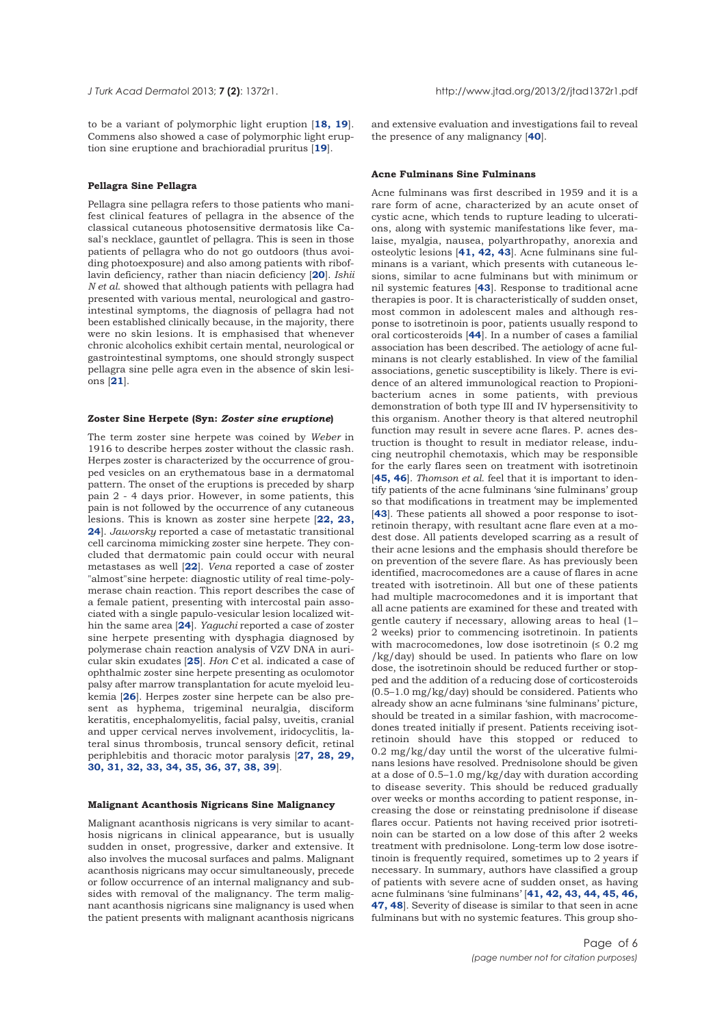to be a variant of polymorphic light eruption [**18, 19**]. Commens also showed a case of polymorphic light eruption sine eruptione and brachioradial pruritus [**19**].

### Pellagra Sine Pellagra

Pellagra sine pellagra refers to those patients who manifest clinical features of pellagra in the absence of the classical cutaneous photosensitive dermatosis like Casal's necklace, gauntlet of pellagra. This is seen in those patients of pellagra who do not go outdoors (thus avoiding photoexposure) and also among patients with riboflavin deficiency, rather than niacin deficiency [**20**]. *Ishii N et al*. showed that although patients with pellagra had presented with various mental, neurological and gastrointestinal symptoms, the diagnosis of pellagra had not been established clinically because, in the majority, there were no skin lesions. It is emphasised that whenever chronic alcoholics exhibit certain mental, neurological or gastrointestinal symptoms, one should strongly suspect pellagra sine pelle agra even in the absence of skin lesions [**21**].

### Zoster Sine Herpete (Syn: *Zoster sine eruptione*)

The term zoster sine herpete was coined by *Weber* in 1916 to describe herpes zoster without the classic rash. Herpes zoster is characterized by the occurrence of grouped vesicles on an erythematous base in a dermatomal pattern. The onset of the eruptions is preceded by sharp pain 2 - 4 days prior. However, in some patients, this pain is not followed by the occurrence of any cutaneous lesions. This is known as zoster sine herpete [**22, 23, 24**]. *Jaworsky* reported a case of metastatic transitional cell carcinoma mimicking zoster sine herpete. They concluded that dermatomic pain could occur with neural metastases as well [**22**]. *Vena* reported a case of zoster "almost"sine herpete: diagnostic utility of real time-polymerase chain reaction. This report describes the case of a female patient, presenting with intercostal pain associated with a single papulo-vesicular lesion localized within the same area [**24**]. *Yaguchi* reported a case of zoster sine herpete presenting with dysphagia diagnosed by polymerase chain reaction analysis of VZV DNA in auricular skin exudates [**25**]. *Hon C* et al. indicated a case of ophthalmic zoster sine herpete presenting as oculomotor palsy after marrow transplantation for acute myeloid leukemia [**26**]. Herpes zoster sine herpete can be also present as hyphema, trigeminal neuralgia, disciform keratitis, encephalomyelitis, facial palsy, uveitis, cranial and upper cervical nerves involvement, iridocyclitis, lateral sinus thrombosis, truncal sensory deficit, retinal periphlebitis and thoracic motor paralysis [**27, 28, 29, 30, 31, 32, 33, 34, 35, 36, 37, 38, 39**].

### Malignant Acanthosis Nigricans Sine Malignancy

Malignant acanthosis nigricans is very similar to acanthosis nigricans in clinical appearance, but is usually sudden in onset, progressive, darker and extensive. It also involves the mucosal surfaces and palms. Malignant acanthosis nigricans may occur simultaneously, precede or follow occurrence of an internal malignancy and subsides with removal of the malignancy. The term malignant acanthosis nigricans sine malignancy is used when the patient presents with malignant acanthosis nigricans and extensive evaluation and investigations fail to reveal the presence of any malignancy [**40**].

### Acne Fulminans Sine Fulminans

Acne fulminans was first described in 1959 and it is a rare form of acne, characterized by an acute onset of cystic acne, which tends to rupture leading to ulcerations, along with systemic manifestations like fever, malaise, myalgia, nausea, polyarthropathy, anorexia and osteolytic lesions [**41, 42, 43**]. Acne fulminans sine fulminans is a variant, which presents with cutaneous lesions, similar to acne fulminans but with minimum or nil systemic features [**43**]. Response to traditional acne therapies is poor. It is characteristically of sudden onset, most common in adolescent males and although response to isotretinoin is poor, patients usually respond to oral corticosteroids [**44**]. In a number of cases a familial association has been described. The aetiology of acne fulminans is not clearly established. In view of the familial associations, genetic susceptibility is likely. There is evidence of an altered immunological reaction to Propionibacterium acnes in some patients, with previous demonstration of both type III and IV hypersensitivity to this organism. Another theory is that altered neutrophil function may result in severe acne flares. P. acnes destruction is thought to result in mediator release, inducing neutrophil chemotaxis, which may be responsible for the early flares seen on treatment with isotretinoin [**45, 46**]. *Thomson et al*. feel that it is important to identify patients of the acne fulminans 'sine fulminans' group so that modifications in treatment may be implemented [**43**]. These patients all showed a poor response to isotretinoin therapy, with resultant acne flare even at a modest dose. All patients developed scarring as a result of their acne lesions and the emphasis should therefore be on prevention of the severe flare. As has previously been identified, macrocomedones are a cause of flares in acne treated with isotretinoin. All but one of these patients had multiple macrocomedones and it is important that all acne patients are examined for these and treated with gentle cautery if necessary, allowing areas to heal (1–2 weeks) prior to commencing isotretinoin. In patients with macrocomedones, low dose isotretinoin (≤ 0.2 mg /kg/day) should be used. In patients who flare on low dose, the isotretinoin should be reduced further or stopped and the addition of a reducing dose of corticosteroids (0.5–1.0 mg/kg/day) should be considered. Patients who already show an acne fulminans 'sine fulminans' picture, should be treated in a similar fashion, with macrocomedones treated initially if present. Patients receiving isotretinoin should have this stopped or reduced to 0.2 mg/kg/day until the worst of the ulcerative fulminans lesions have resolved. Prednisolone should be given at a dose of 0.5–1.0 mg/kg/day with duration according to disease severity. This should be reduced gradually over weeks or months according to patient response, increasing the dose or reinstating prednisolone if disease flares occur. Patients not having received prior isotretinoin can be started on a low dose of this after 2 weeks treatment with prednisolone. Long-term low dose isotretinoin is frequently required, sometimes up to 2 years if necessary. In summary, authors have classified a group of patients with severe acne of sudden onset, as having acne fulminans 'sine fulminans' [**41, 42, 43, 44, 45, 46, 47, 48**]. Severity of disease is similar to that seen in acne fulminans but with no systemic features. This group sho-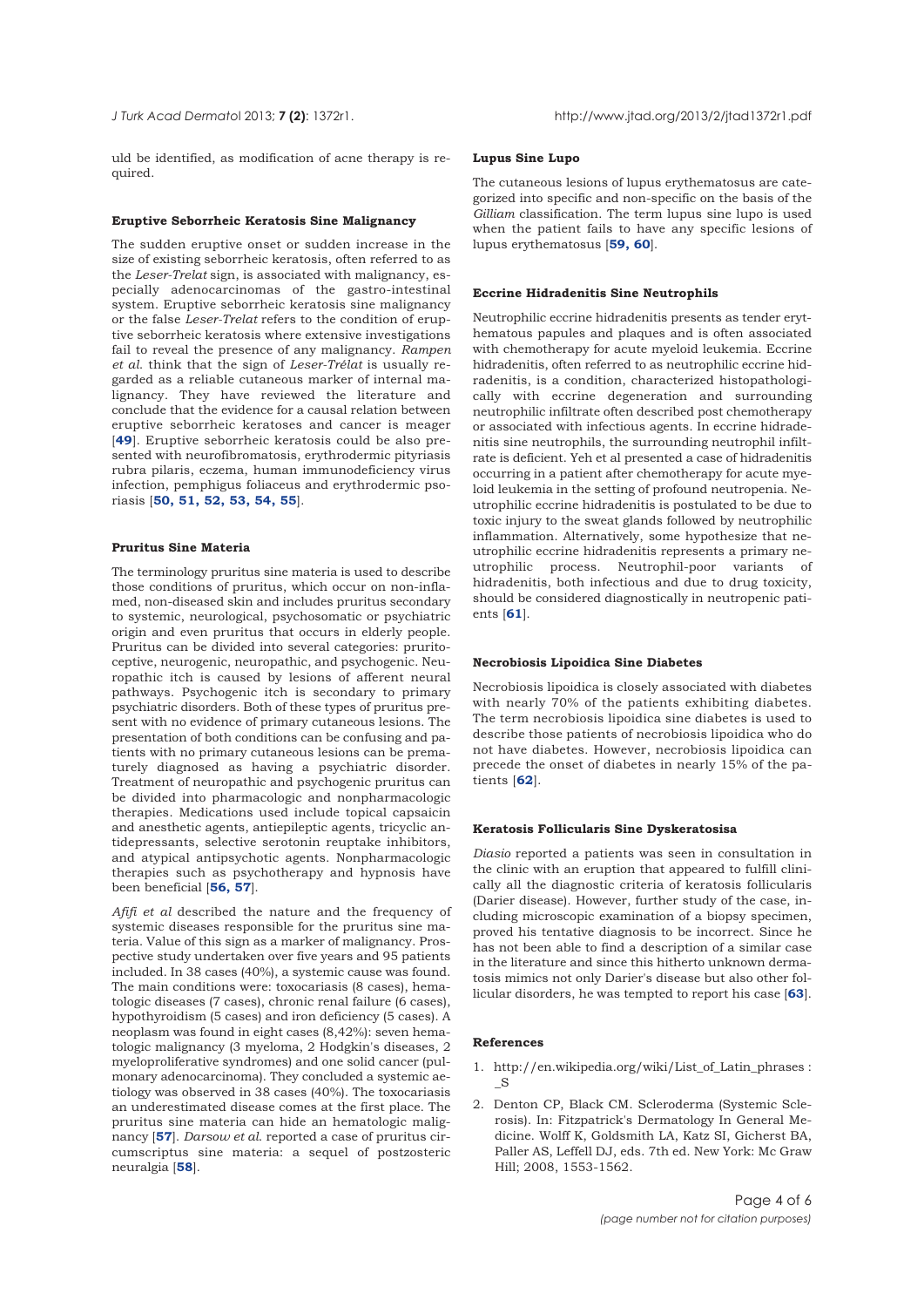uld be identified, as modification of acne therapy is required.

### Eruptive Seborrheic Keratosis Sine Malignancy

The sudden eruptive onset or sudden increase in the size of existing seborrheic keratosis, often referred to as the *Leser-Trelat* sign, is associated with malignancy, especially adenocarcinomas of the gastro-intestinal system. Eruptive seborrheic keratosis sine malignancy or the false *Leser-Trelat* refers to the condition of eruptive seborrheic keratosis where extensive investigations fail to reveal the presence of any malignancy. *Rampen et al.* think that the sign of *Leser-Trélat* is usually regarded as a reliable cutaneous marker of internal malignancy. They have reviewed the literature and conclude that the evidence for a causal relation between eruptive seborrheic keratoses and cancer is meager [**49**]. Eruptive seborrheic keratosis could be also presented with neurofibromatosis, erythrodermic pityriasis rubra pilaris, eczema, human immunodeficiency virus infection, pemphigus foliaceus and erythrodermic psoriasis [**50, 51, 52, 53, 54, 55**].

### Pruritus Sine Materia

The terminology pruritus sine materia is used to describe those conditions of pruritus, which occur on non-inflamed, non-diseased skin and includes pruritus secondary to systemic, neurological, psychosomatic or psychiatric origin and even pruritus that occurs in elderly people. Pruritus can be divided into several categories: pruritoceptive, neurogenic, neuropathic, and psychogenic. Neuropathic itch is caused by lesions of afferent neural pathways. Psychogenic itch is secondary to primary psychiatric disorders. Both of these types of pruritus present with no evidence of primary cutaneous lesions. The presentation of both conditions can be confusing and patients with no primary cutaneous lesions can be prematurely diagnosed as having a psychiatric disorder. Treatment of neuropathic and psychogenic pruritus can be divided into pharmacologic and nonpharmacologic therapies. Medications used include topical capsaicin and anesthetic agents, antiepileptic agents, tricyclic antidepressants, selective serotonin reuptake inhibitors, and atypical antipsychotic agents. Nonpharmacologic therapies such as psychotherapy and hypnosis have been beneficial [**56, 57**].

*Afifi et al* described the nature and the frequency of systemic diseases responsible for the pruritus sine materia. Value of this sign as a marker of malignancy. Prospective study undertaken over five years and 95 patients included. In 38 cases (40%), a systemic cause was found. The main conditions were: toxocariasis (8 cases), hematologic diseases (7 cases), chronic renal failure (6 cases), hypothyroidism (5 cases) and iron deficiency (5 cases). A neoplasm was found in eight cases (8,42%): seven hematologic malignancy (3 myeloma, 2 Hodgkin's diseases, 2 myeloproliferative syndromes) and one solid cancer (pulmonary adenocarcinoma). They concluded a systemic aetiology was observed in 38 cases (40%). The toxocariasis an underestimated disease comes at the first place. The pruritus sine materia can hide an hematologic malignancy [**57**]. *Darsow et al.* reported a case of pruritus circumscriptus sine materia: a sequel of postzosteric neuralgia [**58**].

### Lupus Sine Lupo

The cutaneous lesions of lupus erythematosus are categorized into specific and non-specific on the basis of the *Gilliam* classification. The term lupus sine lupo is used when the patient fails to have any specific lesions of lupus erythematosus [**59, 60**].

### Eccrine Hidradenitis Sine Neutrophils

Neutrophilic eccrine hidradenitis presents as tender erythematous papules and plaques and is often associated with chemotherapy for acute myeloid leukemia. Eccrine hidradenitis, often referred to as neutrophilic eccrine hidradenitis, is a condition, characterized histopathologically with eccrine degeneration and surrounding neutrophilic infiltrate often described post chemotherapy or associated with infectious agents. In eccrine hidradenitis sine neutrophils, the surrounding neutrophil infiltrate is deficient. Yeh et al presented a case of hidradenitis occurring in a patient after chemotherapy for acute myeloid leukemia in the setting of profound neutropenia. Neutrophilic eccrine hidradenitis is postulated to be due to toxic injury to the sweat glands followed by neutrophilic inflammation. Alternatively, some hypothesize that neutrophilic eccrine hidradenitis represents a primary neutrophilic process. Neutrophil-poor variants of hidradenitis, both infectious and due to drug toxicity, should be considered diagnostically in neutropenic patients [**61**].

### Necrobiosis Lipoidica Sine Diabetes

Necrobiosis lipoidica is closely associated with diabetes with nearly 70% of the patients exhibiting diabetes. The term necrobiosis lipoidica sine diabetes is used to describe those patients of necrobiosis lipoidica who do not have diabetes. However, necrobiosis lipoidica can precede the onset of diabetes in nearly 15% of the patients [**62**].

### Keratosis Follicularis Sine Dyskeratosisa

*Diasio* reported a patients was seen in consultation in the clinic with an eruption that appeared to fulfill clinically all the diagnostic criteria of keratosis follicularis (Darier disease). However, further study of the case, including microscopic examination of a biopsy specimen, proved his tentative diagnosis to be incorrect. Since he has not been able to find a description of a similar case in the literature and since this hitherto unknown dermatosis mimics not only Darier's disease but also other follicular disorders, he was tempted to report his case [**63**].

### References

1. http://en.wikipedia.org/wiki/List_of_Latin_phrases : _S
2. Denton CP, Black CM. Scleroderma (Systemic Sclerosis). In: Fitzpatrick's Dermatology In General Medicine. Wolff K, Goldsmith LA, Katz SI, Gicherst BA, Paller AS, Leffell DJ, eds. 7th ed. New York: Mc Graw Hill; 2008, 1553-1562.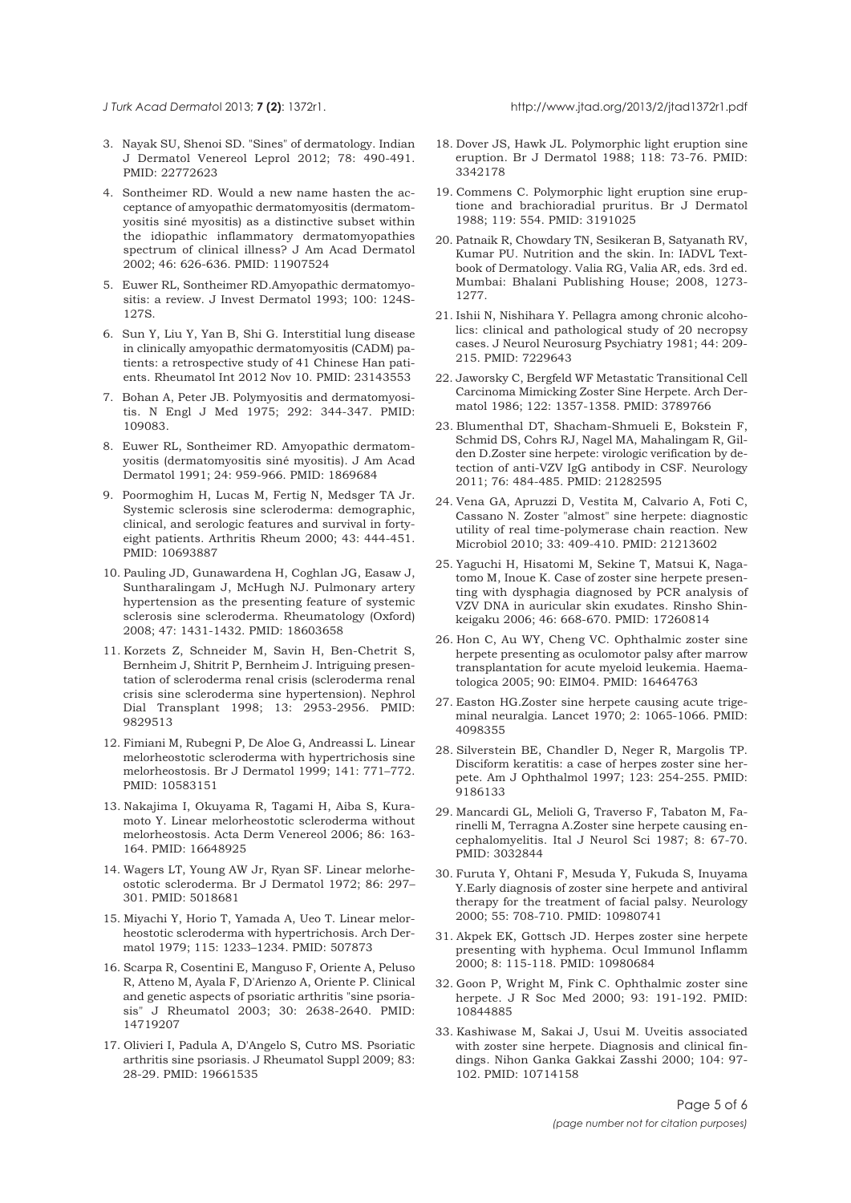3. Nayak SU, Shenoi SD. "Sines" of dermatology. Indian J Dermatol Venereol Leprol 2012; 78: 490-491. PMID: 22772623

4. Sontheimer RD. Would a new name hasten the acceptance of amyopathic dermatomyositis (dermatomyositis siné myositis) as a distinctive subset within the idiopathic inflammatory dermatomyopathies spectrum of clinical illness? J Am Acad Dermatol 2002; 46: 626-636. PMID: 11907524

5. Euwer RL, Sontheimer RD.Amyopathic dermatomyositis: a review. J Invest Dermatol 1993; 100: 124S-127S.

6. Sun Y, Liu Y, Yan B, Shi G. Interstitial lung disease in clinically amyopathic dermatomyositis (CADM) patients: a retrospective study of 41 Chinese Han patients. Rheumatol Int 2012 Nov 10. PMID: 23143553

7. Bohan A, Peter JB. Polymyositis and dermatomyositis. N Engl J Med 1975; 292: 344-347. PMID: 109083.

8. Euwer RL, Sontheimer RD. Amyopathic dermatomyositis (dermatomyositis siné myositis). J Am Acad Dermatol 1991; 24: 959-966. PMID: 1869684

9. Poormoghim H, Lucas M, Fertig N, Medsger TA Jr. Systemic sclerosis sine scleroderma: demographic, clinical, and serologic features and survival in forty-eight patients. Arthritis Rheum 2000; 43: 444-451. PMID: 10693887

10. Pauling JD, Gunawardena H, Coghlan JG, Easaw J, Suntharalingam J, McHugh NJ. Pulmonary artery hypertension as the presenting feature of systemic sclerosis sine scleroderma. Rheumatology (Oxford) 2008; 47: 1431-1432. PMID: 18603658

11. Korzets Z, Schneider M, Savin H, Ben-Chetrit S, Bernheim J, Shitrit P, Bernheim J. Intriguing presentation of scleroderma renal crisis (scleroderma renal crisis sine scleroderma sine hypertension). Nephrol Dial Transplant 1998; 13: 2953-2956. PMID: 9829513

12. Fimiani M, Rubegni P, De Aloe G, Andreassi L. Linear melorheostotic scleroderma with hypertrichosis sine melorheostosis. Br J Dermatol 1999; 141: 771–772. PMID: 10583151

13. Nakajima I, Okuyama R, Tagami H, Aiba S, Kuramoto Y. Linear melorheostotic scleroderma without melorheostosis. Acta Derm Venereol 2006; 86: 163-164. PMID: 16648925

14. Wagers LT, Young AW Jr, Ryan SF. Linear melorheostotic scleroderma. Br J Dermatol 1972; 86: 297–301. PMID: 5018681

15. Miyachi Y, Horio T, Yamada A, Ueo T. Linear melorheostotic scleroderma with hypertrichosis. Arch Dermatol 1979; 115: 1233–1234. PMID: 507873

16. Scarpa R, Cosentini E, Manguso F, Oriente A, Peluso R, Atteno M, Ayala F, D'Arienzo A, Oriente P. Clinical and genetic aspects of psoriatic arthritis "sine psoriasis" J Rheumatol 2003; 30: 2638-2640. PMID: 14719207

17. Olivieri I, Padula A, D'Angelo S, Cutro MS. Psoriatic arthritis sine psoriasis. J Rheumatol Suppl 2009; 83: 28-29. PMID: 19661535

18. Dover JS, Hawk JL. Polymorphic light eruption sine eruption. Br J Dermatol 1988; 118: 73-76. PMID: 3342178

19. Commens C. Polymorphic light eruption sine eruptione and brachioradial pruritus. Br J Dermatol 1988; 119: 554. PMID: 3191025

20. Patnaik R, Chowdary TN, Sesikeran B, Satyanath RV, Kumar PU. Nutrition and the skin. In: IADVL Textbook of Dermatology. Valia RG, Valia AR, eds. 3rd ed. Mumbai: Bhalani Publishing House; 2008, 1273-1277.

21. Ishii N, Nishihara Y. Pellagra among chronic alcoholics: clinical and pathological study of 20 necropsy cases. J Neurol Neurosurg Psychiatry 1981; 44: 209-215. PMID: 7229643

22. Jaworsky C, Bergfeld WF Metastatic Transitional Cell Carcinoma Mimicking Zoster Sine Herpete. Arch Dermatol 1986; 122: 1357-1358. PMID: 3789766

23. Blumenthal DT, Shacham-Shmueli E, Bokstein F, Schmid DS, Cohrs RJ, Nagel MA, Mahalingam R, Gilden D.Zoster sine herpete: virologic verification by detection of anti-VZV IgG antibody in CSF. Neurology 2011; 76: 484-485. PMID: 21282595

24. Vena GA, Apruzzi D, Vestita M, Calvario A, Foti C, Cassano N. Zoster "almost" sine herpete: diagnostic utility of real time-polymerase chain reaction. New Microbiol 2010; 33: 409-410. PMID: 21213602

25. Yaguchi H, Hisatomi M, Sekine T, Matsui K, Nagatomo M, Inoue K. Case of zoster sine herpete presenting with dysphagia diagnosed by PCR analysis of VZV DNA in auricular skin exudates. Rinsho Shinkeigaku 2006; 46: 668-670. PMID: 17260814

26. Hon C, Au WY, Cheng VC. Ophthalmic zoster sine herpete presenting as oculomotor palsy after marrow transplantation for acute myeloid leukemia. Haematologica 2005; 90: EIM04. PMID: 16464763

27. Easton HG.Zoster sine herpete causing acute trigeminal neuralgia. Lancet 1970; 2: 1065-1066. PMID: 4098355

28. Silverstein BE, Chandler D, Neger R, Margolis TP. Disciform keratitis: a case of herpes zoster sine herpete. Am J Ophthalmol 1997; 123: 254-255. PMID: 9186133

29. Mancardi GL, Melioli G, Traverso F, Tabaton M, Farinelli M, Terragna A.Zoster sine herpete causing encephalomyelitis. Ital J Neurol Sci 1987; 8: 67-70. PMID: 3032844

30. Furuta Y, Ohtani F, Mesuda Y, Fukuda S, Inuyama Y.Early diagnosis of zoster sine herpete and antiviral therapy for the treatment of facial palsy. Neurology 2000; 55: 708-710. PMID: 10980741

31. Akpek EK, Gottsch JD. Herpes zoster sine herpete presenting with hyphema. Ocul Immunol Inflamm 2000; 8: 115-118. PMID: 10980684

32. Goon P, Wright M, Fink C. Ophthalmic zoster sine herpete. J R Soc Med 2000; 93: 191-192. PMID: 10844885

33. Kashiwase M, Sakai J, Usui M. Uveitis associated with zoster sine herpete. Diagnosis and clinical findings. Nihon Ganka Gakkai Zasshi 2000; 104: 97-102. PMID: 10714158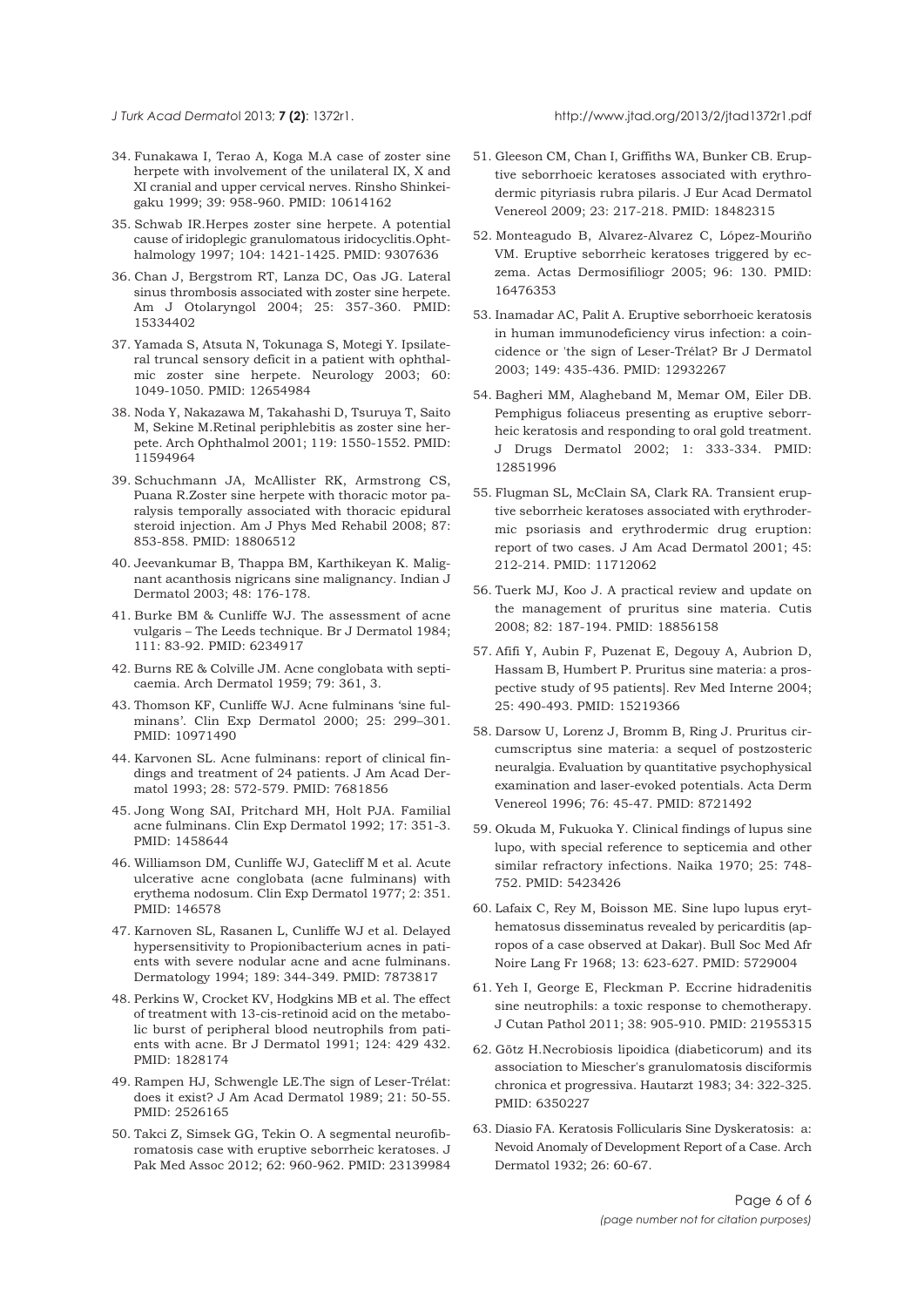34. Funakawa I, Terao A, Koga M.A case of zoster sine herpete with involvement of the unilateral IX, X and XI cranial and upper cervical nerves. Rinsho Shinkeigaku 1999; 39: 958-960. PMID: 10614162

35. Schwab IR.Herpes zoster sine herpete. A potential cause of iridoplegic granulomatous iridocyclitis.Ophthalmology 1997; 104: 1421-1425. PMID: 9307636

36. Chan J, Bergstrom RT, Lanza DC, Oas JG. Lateral sinus thrombosis associated with zoster sine herpete. Am J Otolaryngol 2004; 25: 357-360. PMID: 15334402

37. Yamada S, Atsuta N, Tokunaga S, Motegi Y. Ipsilateral truncal sensory deficit in a patient with ophthalmic zoster sine herpete. Neurology 2003; 60: 1049-1050. PMID: 12654984

38. Noda Y, Nakazawa M, Takahashi D, Tsuruya T, Saito M, Sekine M.Retinal periphlebitis as zoster sine herpete. Arch Ophthalmol 2001; 119: 1550-1552. PMID: 11594964

39. Schuchmann JA, McAllister RK, Armstrong CS, Puana R.Zoster sine herpete with thoracic motor paralysis temporally associated with thoracic epidural steroid injection. Am J Phys Med Rehabil 2008; 87: 853-858. PMID: 18806512

40. Jeevankumar B, Thappa BM, Karthikeyan K. Malignant acanthosis nigricans sine malignancy. Indian J Dermatol 2003; 48: 176-178.

41. Burke BM & Cunliffe WJ. The assessment of acne vulgaris – The Leeds technique. Br J Dermatol 1984; 111: 83-92. PMID: 6234917

42. Burns RE & Colville JM. Acne conglobata with septicaemia. Arch Dermatol 1959; 79: 361, 3.

43. Thomson KF, Cunliffe WJ. Acne fulminans 'sine fulminans'. Clin Exp Dermatol 2000; 25: 299–301. PMID: 10971490

44. Karvonen SL. Acne fulminans: report of clinical findings and treatment of 24 patients. J Am Acad Dermatol 1993; 28: 572-579. PMID: 7681856

45. Jong Wong SAI, Pritchard MH, Holt PJA. Familial acne fulminans. Clin Exp Dermatol 1992; 17: 351-3. PMID: 1458644

46. Williamson DM, Cunliffe WJ, Gatecliff M et al. Acute ulcerative acne conglobata (acne fulminans) with erythema nodosum. Clin Exp Dermatol 1977; 2: 351. PMID: 146578

47. Karnoven SL, Rasanen L, Cunliffe WJ et al. Delayed hypersensitivity to Propionibacterium acnes in patients with severe nodular acne and acne fulminans. Dermatology 1994; 189: 344-349. PMID: 7873817

48. Perkins W, Crocket KV, Hodgkins MB et al. The effect of treatment with 13-cis-retinoid acid on the metabolic burst of peripheral blood neutrophils from patients with acne. Br J Dermatol 1991; 124: 429 432. PMID: 1828174

49. Rampen HJ, Schwengle LE.The sign of Leser-Trélat: does it exist? J Am Acad Dermatol 1989; 21: 50-55. PMID: 2526165

50. Takci Z, Simsek GG, Tekin O. A segmental neurofibromatosis case with eruptive seborrheic keratoses. J Pak Med Assoc 2012; 62: 960-962. PMID: 23139984

51. Gleeson CM, Chan I, Griffiths WA, Bunker CB. Eruptive seborrhoeic keratoses associated with erythrodermic pityriasis rubra pilaris. J Eur Acad Dermatol Venereol 2009; 23: 217-218. PMID: 18482315

52. Monteagudo B, Alvarez-Alvarez C, López-Mouriño VM. Eruptive seborrheic keratoses triggered by eczema. Actas Dermosifiliogr 2005; 96: 130. PMID: 16476353

53. Inamadar AC, Palit A. Eruptive seborrhoeic keratosis in human immunodeficiency virus infection: a coincidence or 'the sign of Leser-Trélat? Br J Dermatol 2003; 149: 435-436. PMID: 12932267

54. Bagheri MM, Alagheband M, Memar OM, Eiler DB. Pemphigus foliaceus presenting as eruptive seborrheic keratosis and responding to oral gold treatment. J Drugs Dermatol 2002; 1: 333-334. PMID: 12851996

55. Flugman SL, McClain SA, Clark RA. Transient eruptive seborrheic keratoses associated with erythrodermic psoriasis and erythrodermic drug eruption: report of two cases. J Am Acad Dermatol 2001; 45: 212-214. PMID: 11712062

56. Tuerk MJ, Koo J. A practical review and update on the management of pruritus sine materia. Cutis 2008; 82: 187-194. PMID: 18856158

57. Afifi Y, Aubin F, Puzenat E, Degouy A, Aubrion D, Hassam B, Humbert P. Pruritus sine materia: a prospective study of 95 patients]. Rev Med Interne 2004; 25: 490-493. PMID: 15219366

58. Darsow U, Lorenz J, Bromm B, Ring J. Pruritus circumscriptus sine materia: a sequel of postzosteric neuralgia. Evaluation by quantitative psychophysical examination and laser-evoked potentials. Acta Derm Venereol 1996; 76: 45-47. PMID: 8721492

59. Okuda M, Fukuoka Y. Clinical findings of lupus sine lupo, with special reference to septicemia and other similar refractory infections. Naika 1970; 25: 748-752. PMID: 5423426

60. Lafaix C, Rey M, Boisson ME. Sine lupo lupus erythematosus disseminatus revealed by pericarditis (apropos of a case observed at Dakar). Bull Soc Med Afr Noire Lang Fr 1968; 13: 623-627. PMID: 5729004

61. Yeh I, George E, Fleckman P. Eccrine hidradenitis sine neutrophils: a toxic response to chemotherapy. J Cutan Pathol 2011; 38: 905-910. PMID: 21955315

62. Götz H.Necrobiosis lipoidica (diabeticorum) and its association to Miescher's granulomatosis disciformis chronica et progressiva. Hautarzt 1983; 34: 322-325. PMID: 6350227

63. Diasio FA. Keratosis Follicularis Sine Dyskeratosis: a: Nevoid Anomaly of Development Report of a Case. Arch Dermatol 1932; 26: 60-67.